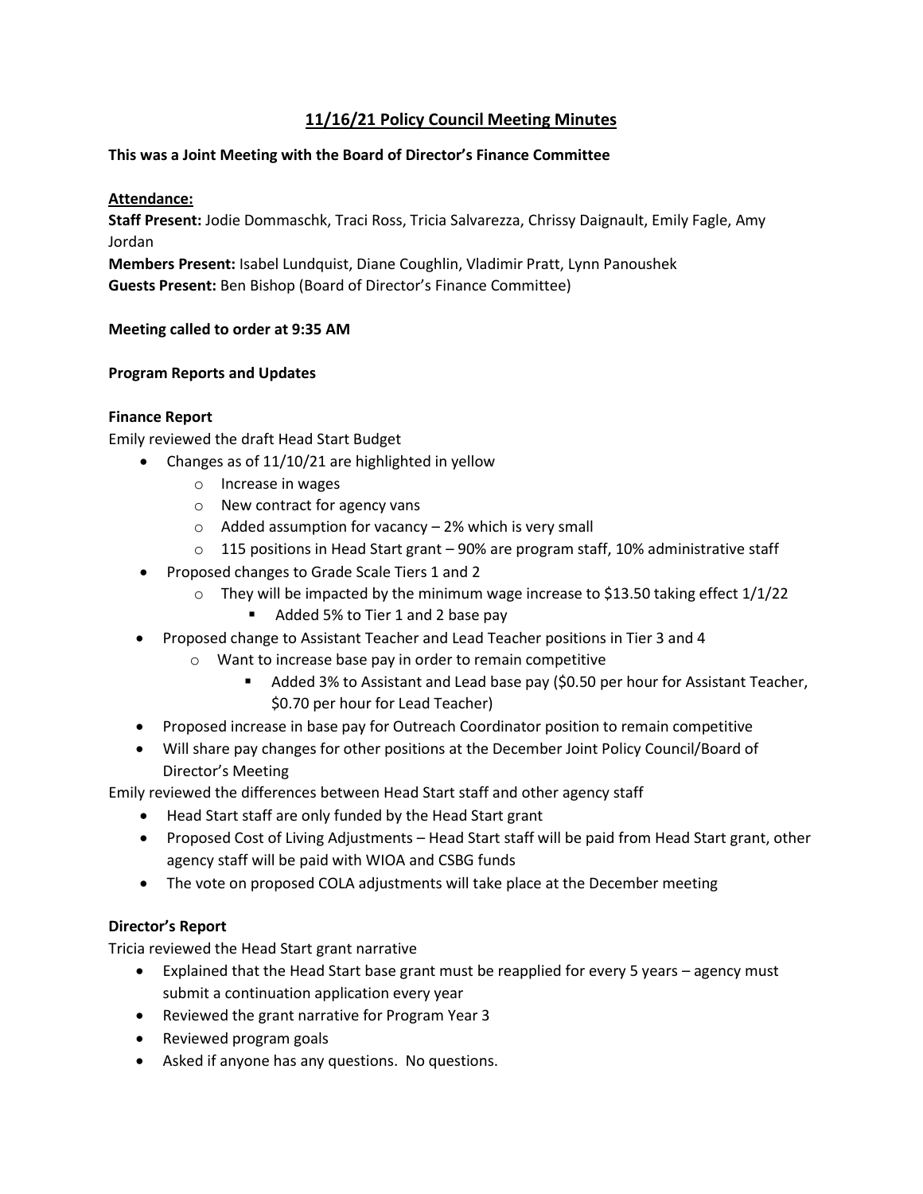# 11/16/21 Policy Council Meeting Minutes

**This was a Joint Meeting with the Board of Director's Finance Committee**

**Attendance:**

**Staff Present:** Jodie Dommaschk, Traci Ross, Tricia Salvarezza, Chrissy Daignault, Emily Fagle, Amy Jordan

**Members Present:** Isabel Lundquist, Diane Coughlin, Vladimir Pratt, Lynn Panoushek

**Guests Present:** Ben Bishop (Board of Director's Finance Committee)

**Meeting called to order at 9:35 AM**

**Program Reports and Updates**

**Finance Report**

Emily reviewed the draft Head Start Budget

- Changes as of 11/10/21 are highlighted in yellow
  - Increase in wages
  - New contract for agency vans
  - Added assumption for vacancy – 2% which is very small
  - 115 positions in Head Start grant – 90% are program staff, 10% administrative staff
- Proposed changes to Grade Scale Tiers 1 and 2
  - They will be impacted by the minimum wage increase to $13.50 taking effect 1/1/22
    - Added 5% to Tier 1 and 2 base pay
- Proposed change to Assistant Teacher and Lead Teacher positions in Tier 3 and 4
  - Want to increase base pay in order to remain competitive
    - Added 3% to Assistant and Lead base pay ($0.50 per hour for Assistant Teacher, $0.70 per hour for Lead Teacher)
- Proposed increase in base pay for Outreach Coordinator position to remain competitive
- Will share pay changes for other positions at the December Joint Policy Council/Board of Director's Meeting

Emily reviewed the differences between Head Start staff and other agency staff

- Head Start staff are only funded by the Head Start grant
- Proposed Cost of Living Adjustments – Head Start staff will be paid from Head Start grant, other agency staff will be paid with WIOA and CSBG funds
- The vote on proposed COLA adjustments will take place at the December meeting

**Director's Report**

Tricia reviewed the Head Start grant narrative

- Explained that the Head Start base grant must be reapplied for every 5 years – agency must submit a continuation application every year
- Reviewed the grant narrative for Program Year 3
- Reviewed program goals
- Asked if anyone has any questions. No questions.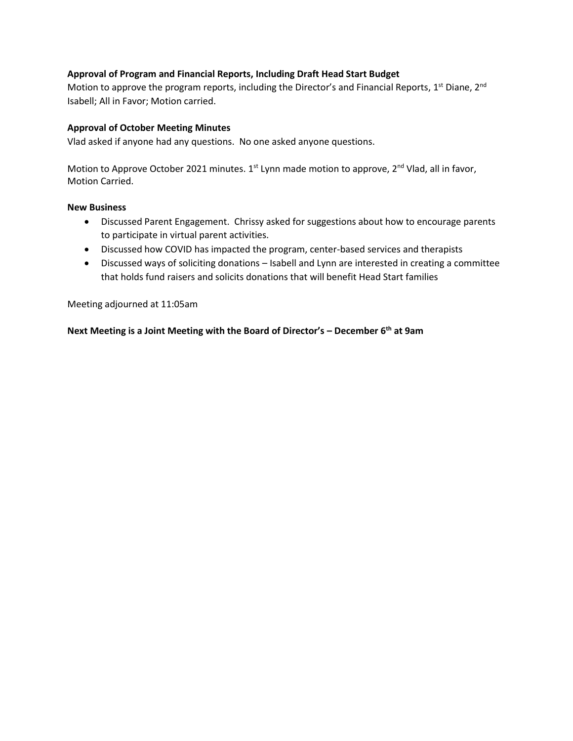**Approval of Program and Financial Reports, Including Draft Head Start Budget**

Motion to approve the program reports, including the Director's and Financial Reports, 1st Diane, 2nd Isabell; All in Favor; Motion carried.

**Approval of October Meeting Minutes**

Vlad asked if anyone had any questions. No one asked anyone questions.

Motion to Approve October 2021 minutes. 1st Lynn made motion to approve, 2nd Vlad, all in favor, Motion Carried.

**New Business**

- Discussed Parent Engagement. Chrissy asked for suggestions about how to encourage parents to participate in virtual parent activities.
- Discussed how COVID has impacted the program, center-based services and therapists
- Discussed ways of soliciting donations – Isabell and Lynn are interested in creating a committee that holds fund raisers and solicits donations that will benefit Head Start families

Meeting adjourned at 11:05am

**Next Meeting is a Joint Meeting with the Board of Director's – December 6th at 9am**